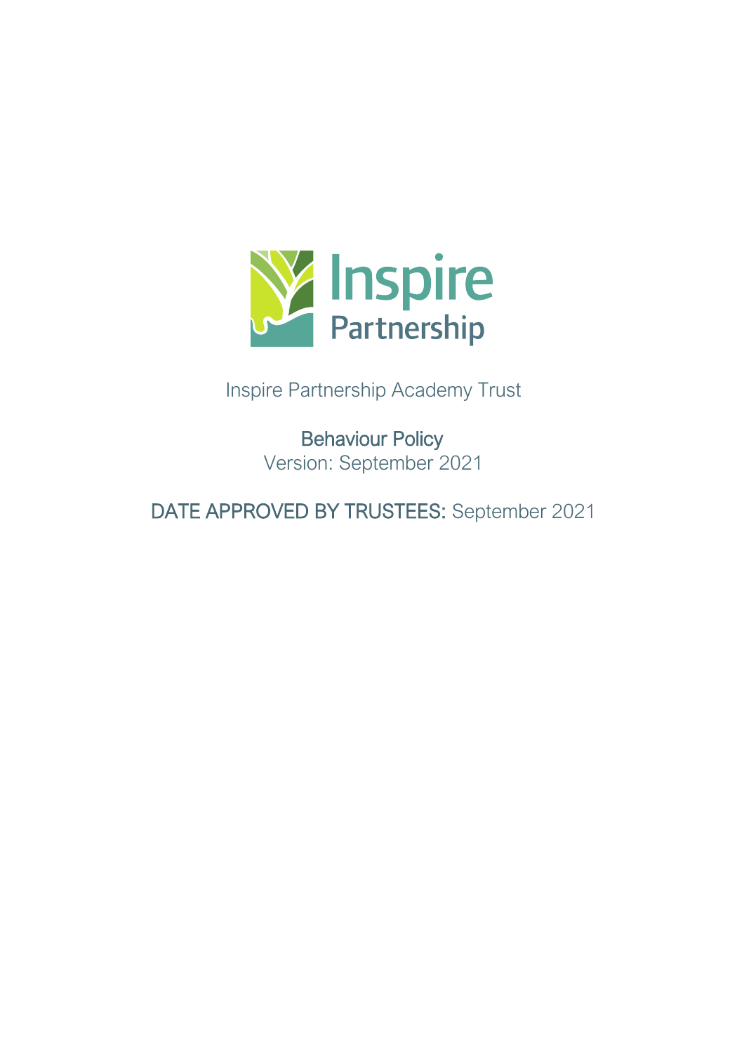Inspire Partnership

Inspire Partnership Academy Trust

# Behaviour Policy

Version: September 2021

DATE APPROVED BY TRUSTEES: September 2021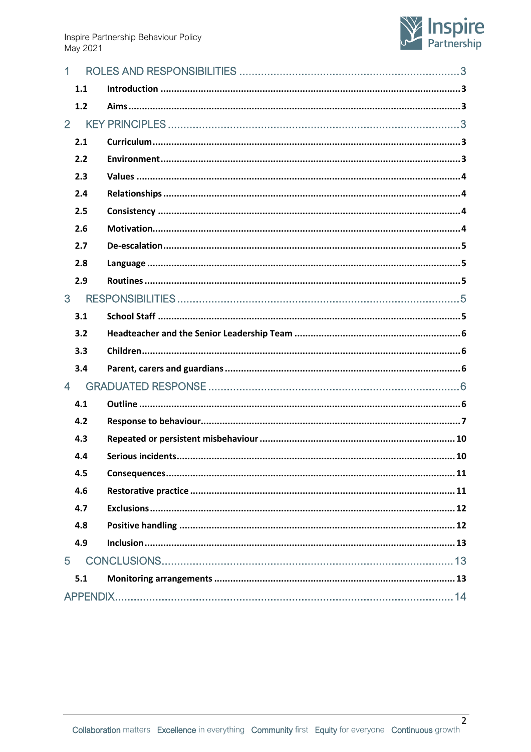1 ROLES AND RESPONSIBILITIES ........ 3

- 1.1 Introduction ........ 3
- 1.2 Aims ........ 3

2 KEY PRINCIPLES ........ 3

- 2.1 Curriculum ........ 3
- 2.2 Environment ........ 3
- 2.3 Values ........ 4
- 2.4 Relationships ........ 4
- 2.5 Consistency ........ 4
- 2.6 Motivation ........ 4
- 2.7 De-escalation ........ 5
- 2.8 Language ........ 5
- 2.9 Routines ........ 5

3 RESPONSIBILITIES ........ 5

- 3.1 School Staff ........ 5
- 3.2 Headteacher and the Senior Leadership Team ........ 6
- 3.3 Children ........ 6
- 3.4 Parent, carers and guardians ........ 6

4 GRADUATED RESPONSE ........ 6

- 4.1 Outline ........ 6
- 4.2 Response to behaviour ........ 7
- 4.3 Repeated or persistent misbehaviour ........ 10
- 4.4 Serious incidents ........ 10
- 4.5 Consequences ........ 11
- 4.6 Restorative practice ........ 11
- 4.7 Exclusions ........ 12
- 4.8 Positive handling ........ 12
- 4.9 Inclusion ........ 13

5 CONCLUSIONS ........ 13

- 5.1 Monitoring arrangements ........ 13

APPENDIX ........ 14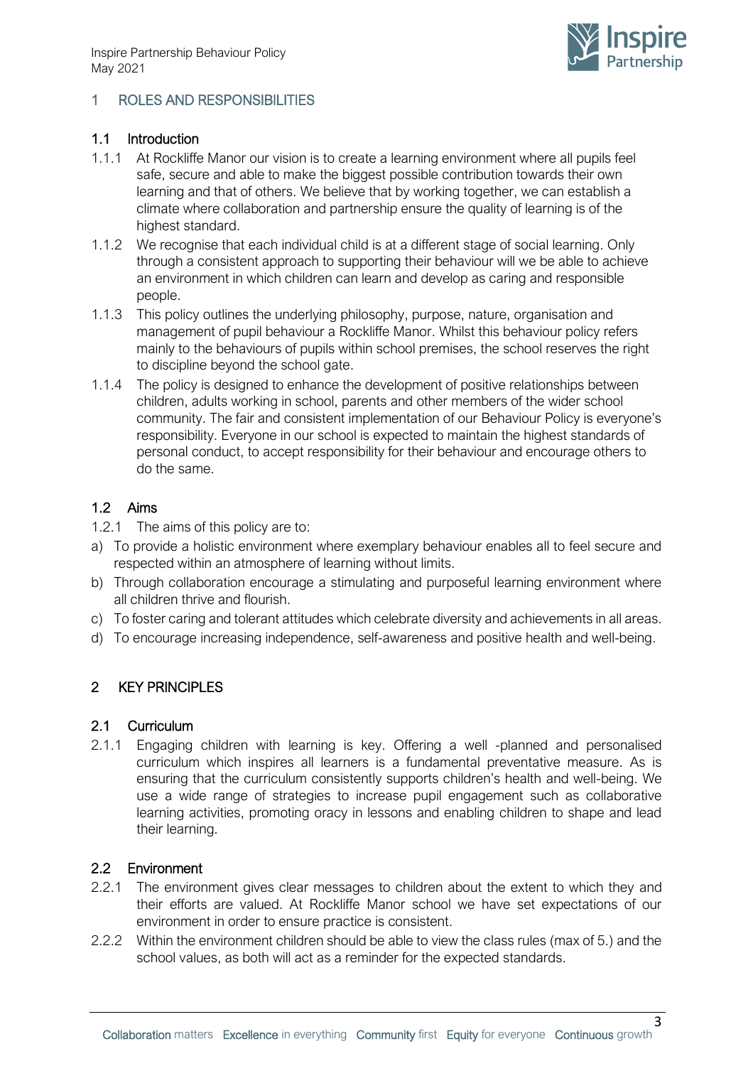# 1 ROLES AND RESPONSIBILITIES

## 1.1 Introduction

1.1.1 At Rockliffe Manor our vision is to create a learning environment where all pupils feel safe, secure and able to make the biggest possible contribution towards their own learning and that of others. We believe that by working together, we can establish a climate where collaboration and partnership ensure the quality of learning is of the highest standard.

1.1.2 We recognise that each individual child is at a different stage of social learning. Only through a consistent approach to supporting their behaviour will we be able to achieve an environment in which children can learn and develop as caring and responsible people.

1.1.3 This policy outlines the underlying philosophy, purpose, nature, organisation and management of pupil behaviour a Rockliffe Manor. Whilst this behaviour policy refers mainly to the behaviours of pupils within school premises, the school reserves the right to discipline beyond the school gate.

1.1.4 The policy is designed to enhance the development of positive relationships between children, adults working in school, parents and other members of the wider school community. The fair and consistent implementation of our Behaviour Policy is everyone's responsibility. Everyone in our school is expected to maintain the highest standards of personal conduct, to accept responsibility for their behaviour and encourage others to do the same.

## 1.2 Aims

1.2.1 The aims of this policy are to:

a) To provide a holistic environment where exemplary behaviour enables all to feel secure and respected within an atmosphere of learning without limits.
b) Through collaboration encourage a stimulating and purposeful learning environment where all children thrive and flourish.
c) To foster caring and tolerant attitudes which celebrate diversity and achievements in all areas.
d) To encourage increasing independence, self-awareness and positive health and well-being.

# 2 KEY PRINCIPLES

## 2.1 Curriculum

2.1.1 Engaging children with learning is key. Offering a well -planned and personalised curriculum which inspires all learners is a fundamental preventative measure. As is ensuring that the curriculum consistently supports children's health and well-being. We use a wide range of strategies to increase pupil engagement such as collaborative learning activities, promoting oracy in lessons and enabling children to shape and lead their learning.

## 2.2 Environment

2.2.1 The environment gives clear messages to children about the extent to which they and their efforts are valued. At Rockliffe Manor school we have set expectations of our environment in order to ensure practice is consistent.

2.2.2 Within the environment children should be able to view the class rules (max of 5.) and the school values, as both will act as a reminder for the expected standards.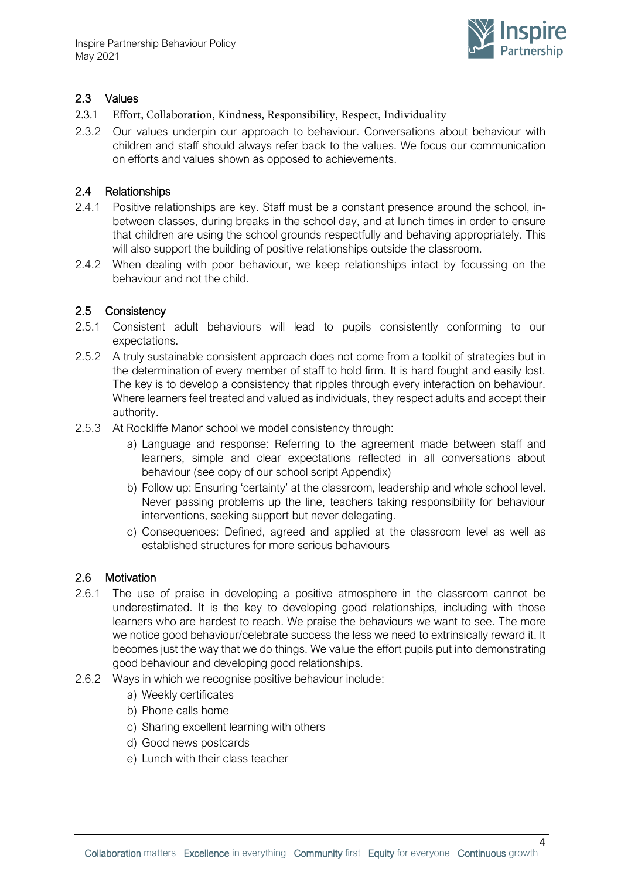## 2.3 Values

2.3.1 Effort, Collaboration, Kindness, Responsibility, Respect, Individuality

2.3.2 Our values underpin our approach to behaviour. Conversations about behaviour with children and staff should always refer back to the values. We focus our communication on efforts and values shown as opposed to achievements.

## 2.4 Relationships

2.4.1 Positive relationships are key. Staff must be a constant presence around the school, in-between classes, during breaks in the school day, and at lunch times in order to ensure that children are using the school grounds respectfully and behaving appropriately. This will also support the building of positive relationships outside the classroom.

2.4.2 When dealing with poor behaviour, we keep relationships intact by focussing on the behaviour and not the child.

## 2.5 Consistency

2.5.1 Consistent adult behaviours will lead to pupils consistently conforming to our expectations.

2.5.2 A truly sustainable consistent approach does not come from a toolkit of strategies but in the determination of every member of staff to hold firm. It is hard fought and easily lost. The key is to develop a consistency that ripples through every interaction on behaviour. Where learners feel treated and valued as individuals, they respect adults and accept their authority.

2.5.3 At Rockliffe Manor school we model consistency through:

a) Language and response: Referring to the agreement made between staff and learners, simple and clear expectations reflected in all conversations about behaviour (see copy of our school script Appendix)

b) Follow up: Ensuring 'certainty' at the classroom, leadership and whole school level. Never passing problems up the line, teachers taking responsibility for behaviour interventions, seeking support but never delegating.

c) Consequences: Defined, agreed and applied at the classroom level as well as established structures for more serious behaviours

## 2.6 Motivation

2.6.1 The use of praise in developing a positive atmosphere in the classroom cannot be underestimated. It is the key to developing good relationships, including with those learners who are hardest to reach. We praise the behaviours we want to see. The more we notice good behaviour/celebrate success the less we need to extrinsically reward it. It becomes just the way that we do things. We value the effort pupils put into demonstrating good behaviour and developing good relationships.

2.6.2 Ways in which we recognise positive behaviour include:

a) Weekly certificates

b) Phone calls home

c) Sharing excellent learning with others

d) Good news postcards

e) Lunch with their class teacher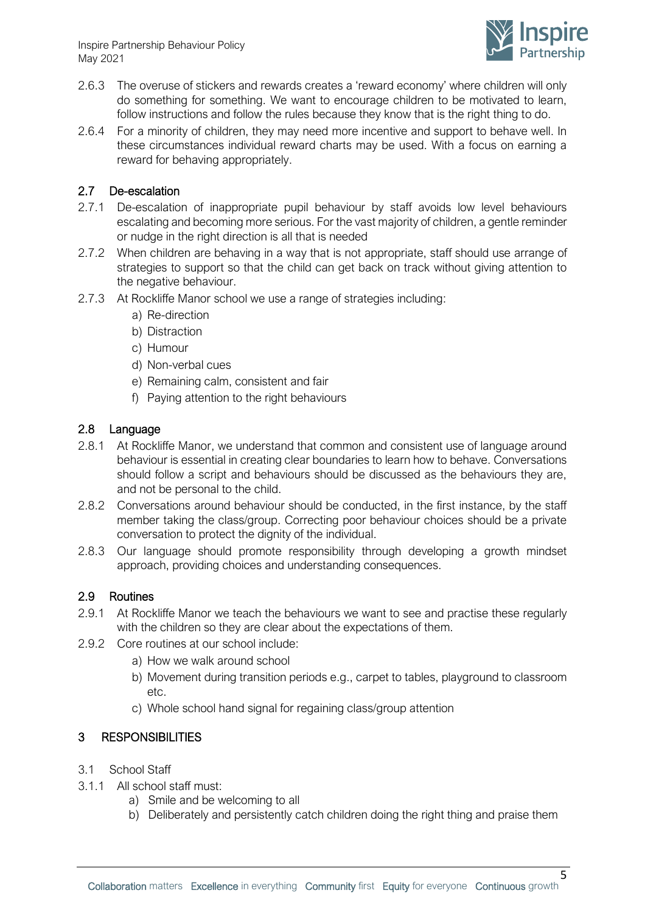2.6.3 The overuse of stickers and rewards creates a 'reward economy' where children will only do something for something. We want to encourage children to be motivated to learn, follow instructions and follow the rules because they know that is the right thing to do.

2.6.4 For a minority of children, they may need more incentive and support to behave well. In these circumstances individual reward charts may be used. With a focus on earning a reward for behaving appropriately.

### 2.7 De-escalation

2.7.1 De-escalation of inappropriate pupil behaviour by staff avoids low level behaviours escalating and becoming more serious. For the vast majority of children, a gentle reminder or nudge in the right direction is all that is needed

2.7.2 When children are behaving in a way that is not appropriate, staff should use arrange of strategies to support so that the child can get back on track without giving attention to the negative behaviour.

2.7.3 At Rockliffe Manor school we use a range of strategies including:

a) Re-direction
b) Distraction
c) Humour
d) Non-verbal cues
e) Remaining calm, consistent and fair
f) Paying attention to the right behaviours

### 2.8 Language

2.8.1 At Rockliffe Manor, we understand that common and consistent use of language around behaviour is essential in creating clear boundaries to learn how to behave. Conversations should follow a script and behaviours should be discussed as the behaviours they are, and not be personal to the child.

2.8.2 Conversations around behaviour should be conducted, in the first instance, by the staff member taking the class/group. Correcting poor behaviour choices should be a private conversation to protect the dignity of the individual.

2.8.3 Our language should promote responsibility through developing a growth mindset approach, providing choices and understanding consequences.

### 2.9 Routines

2.9.1 At Rockliffe Manor we teach the behaviours we want to see and practise these regularly with the children so they are clear about the expectations of them.

2.9.2 Core routines at our school include:

a) How we walk around school
b) Movement during transition periods e.g., carpet to tables, playground to classroom etc.
c) Whole school hand signal for regaining class/group attention

## 3 RESPONSIBILITIES

3.1 School Staff

3.1.1 All school staff must:

a) Smile and be welcoming to all
b) Deliberately and persistently catch children doing the right thing and praise them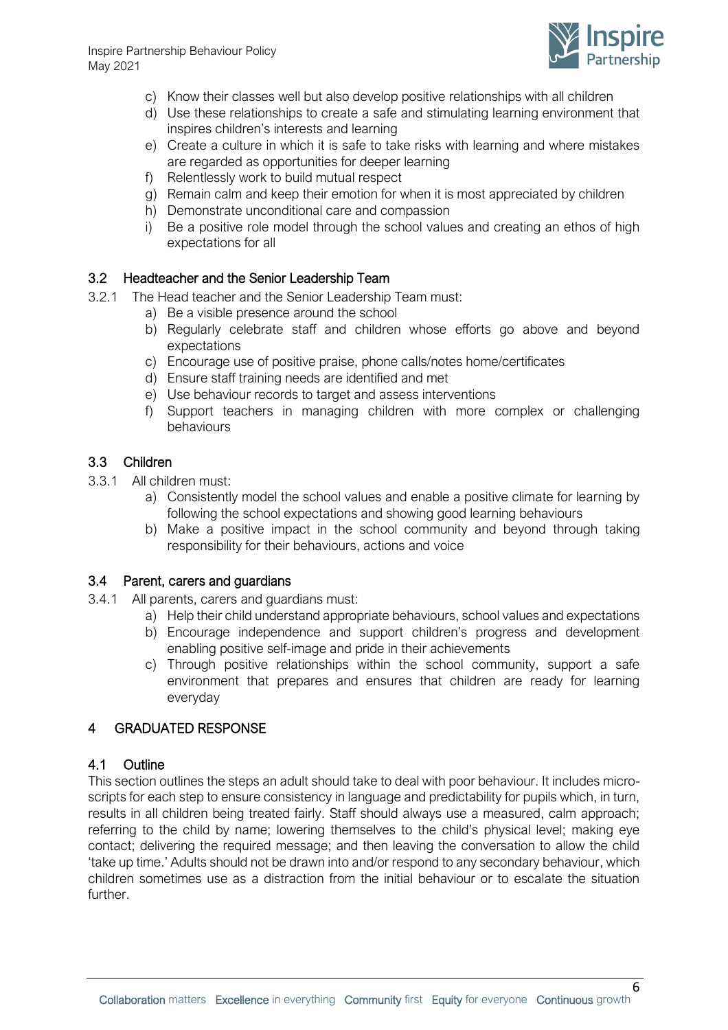c) Know their classes well but also develop positive relationships with all children
d) Use these relationships to create a safe and stimulating learning environment that inspires children's interests and learning
e) Create a culture in which it is safe to take risks with learning and where mistakes are regarded as opportunities for deeper learning
f) Relentlessly work to build mutual respect
g) Remain calm and keep their emotion for when it is most appreciated by children
h) Demonstrate unconditional care and compassion
i) Be a positive role model through the school values and creating an ethos of high expectations for all

### 3.2 Headteacher and the Senior Leadership Team

3.2.1 The Head teacher and the Senior Leadership Team must:

a) Be a visible presence around the school
b) Regularly celebrate staff and children whose efforts go above and beyond expectations
c) Encourage use of positive praise, phone calls/notes home/certificates
d) Ensure staff training needs are identified and met
e) Use behaviour records to target and assess interventions
f) Support teachers in managing children with more complex or challenging behaviours

### 3.3 Children

3.3.1 All children must:

a) Consistently model the school values and enable a positive climate for learning by following the school expectations and showing good learning behaviours
b) Make a positive impact in the school community and beyond through taking responsibility for their behaviours, actions and voice

### 3.4 Parent, carers and guardians

3.4.1 All parents, carers and guardians must:

a) Help their child understand appropriate behaviours, school values and expectations
b) Encourage independence and support children's progress and development enabling positive self-image and pride in their achievements
c) Through positive relationships within the school community, support a safe environment that prepares and ensures that children are ready for learning everyday

## 4 GRADUATED RESPONSE

### 4.1 Outline

This section outlines the steps an adult should take to deal with poor behaviour. It includes micro-scripts for each step to ensure consistency in language and predictability for pupils which, in turn, results in all children being treated fairly. Staff should always use a measured, calm approach; referring to the child by name; lowering themselves to the child's physical level; making eye contact; delivering the required message; and then leaving the conversation to allow the child 'take up time.' Adults should not be drawn into and/or respond to any secondary behaviour, which children sometimes use as a distraction from the initial behaviour or to escalate the situation further.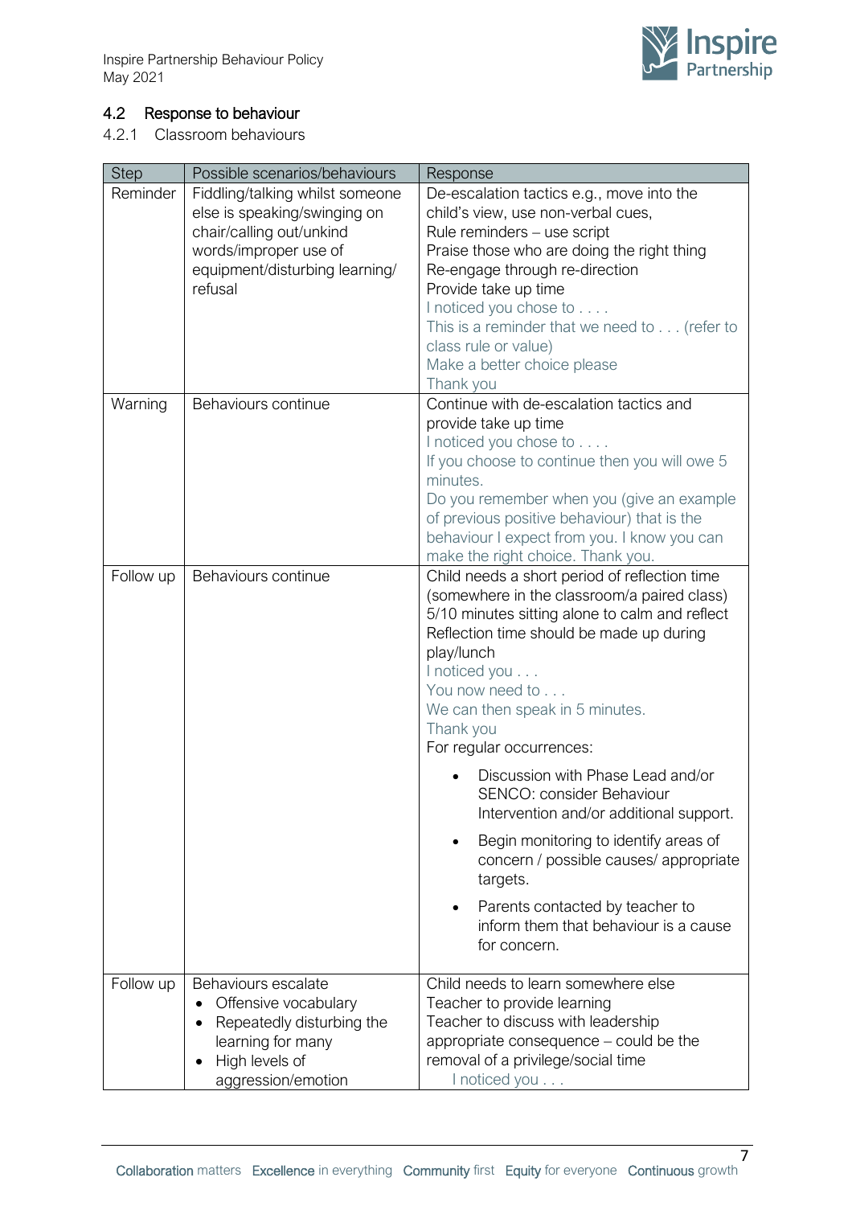## 4.2 Response to behaviour

### 4.2.1 Classroom behaviours

| Step | Possible scenarios/behaviours | Response |
|---|---|---|
| Reminder | Fiddling/talking whilst someone else is speaking/swinging on chair/calling out/unkind words/improper use of equipment/disturbing learning/ refusal | De-escalation tactics e.g., move into the child's view, use non-verbal cues,<br>Rule reminders – use script<br>Praise those who are doing the right thing<br>Re-engage through re-direction<br>Provide take up time<br>I noticed you chose to . . . .<br>This is a reminder that we need to . . . (refer to class rule or value)<br>Make a better choice please<br>Thank you |
| Warning | Behaviours continue | Continue with de-escalation tactics and provide take up time<br>I noticed you chose to . . . .<br>If you choose to continue then you will owe 5 minutes.<br>Do you remember when you (give an example of previous positive behaviour) that is the behaviour I expect from you. I know you can make the right choice. Thank you. |
| Follow up | Behaviours continue | Child needs a short period of reflection time (somewhere in the classroom/a paired class) 5/10 minutes sitting alone to calm and reflect<br>Reflection time should be made up during play/lunch<br>I noticed you . . .<br>You now need to . . .<br>We can then speak in 5 minutes.<br>Thank you<br>For regular occurrences:<br>• Discussion with Phase Lead and/or SENCO: consider Behaviour Intervention and/or additional support.<br>• Begin monitoring to identify areas of concern / possible causes/ appropriate targets.<br>• Parents contacted by teacher to inform them that behaviour is a cause for concern. |
| Follow up | Behaviours escalate<br>• Offensive vocabulary<br>• Repeatedly disturbing the learning for many<br>• High levels of aggression/emotion | Child needs to learn somewhere else<br>Teacher to provide learning<br>Teacher to discuss with leadership appropriate consequence – could be the removal of a privilege/social time<br>I noticed you . . . |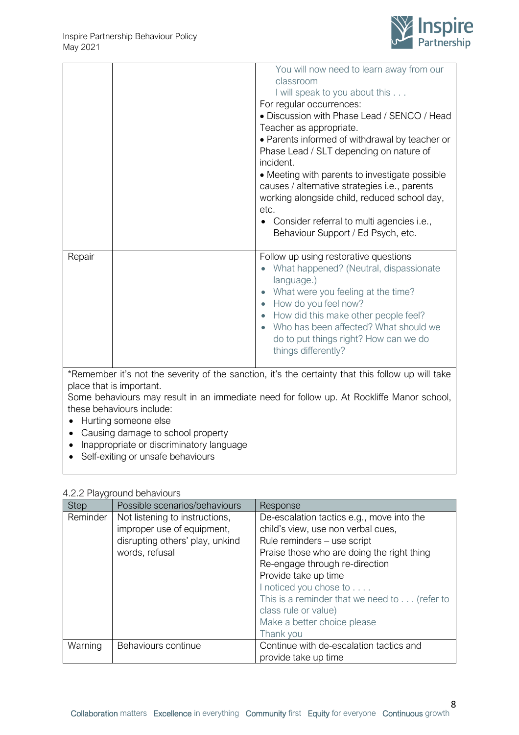| | | |
|---|---|---|
| | | You will now need to learn away from our classroom<br>I will speak to you about this . . .<br>For regular occurrences:<br>• Discussion with Phase Lead / SENCO / Head Teacher as appropriate.<br>• Parents informed of withdrawal by teacher or Phase Lead / SLT depending on nature of incident.<br>• Meeting with parents to investigate possible causes / alternative strategies i.e., parents working alongside child, reduced school day, etc.<br>• Consider referral to multi agencies i.e., Behaviour Support / Ed Psych, etc. |
| Repair | | Follow up using restorative questions<br>• What happened? (Neutral, dispassionate language.)<br>• What were you feeling at the time?<br>• How do you feel now?<br>• How did this make other people feel?<br>• Who has been affected? What should we do to put things right? How can we do things differently? |

*Remember it's not the severity of the sanction, it's the certainty that this follow up will take place that is important.

Some behaviours may result in an immediate need for follow up. At Rockliffe Manor school, these behaviours include:

- Hurting someone else
- Causing damage to school property
- Inappropriate or discriminatory language
- Self-exiting or unsafe behaviours

4.2.2 Playground behaviours

| Step | Possible scenarios/behaviours | Response |
|---|---|---|
| Reminder | Not listening to instructions, improper use of equipment, disrupting others' play, unkind words, refusal | De-escalation tactics e.g., move into the child's view, use non verbal cues,<br>Rule reminders – use script<br>Praise those who are doing the right thing<br>Re-engage through re-direction<br>Provide take up time<br>I noticed you chose to . . . .<br>This is a reminder that we need to . . . (refer to class rule or value)<br>Make a better choice please<br>Thank you |
| Warning | Behaviours continue | Continue with de-escalation tactics and provide take up time |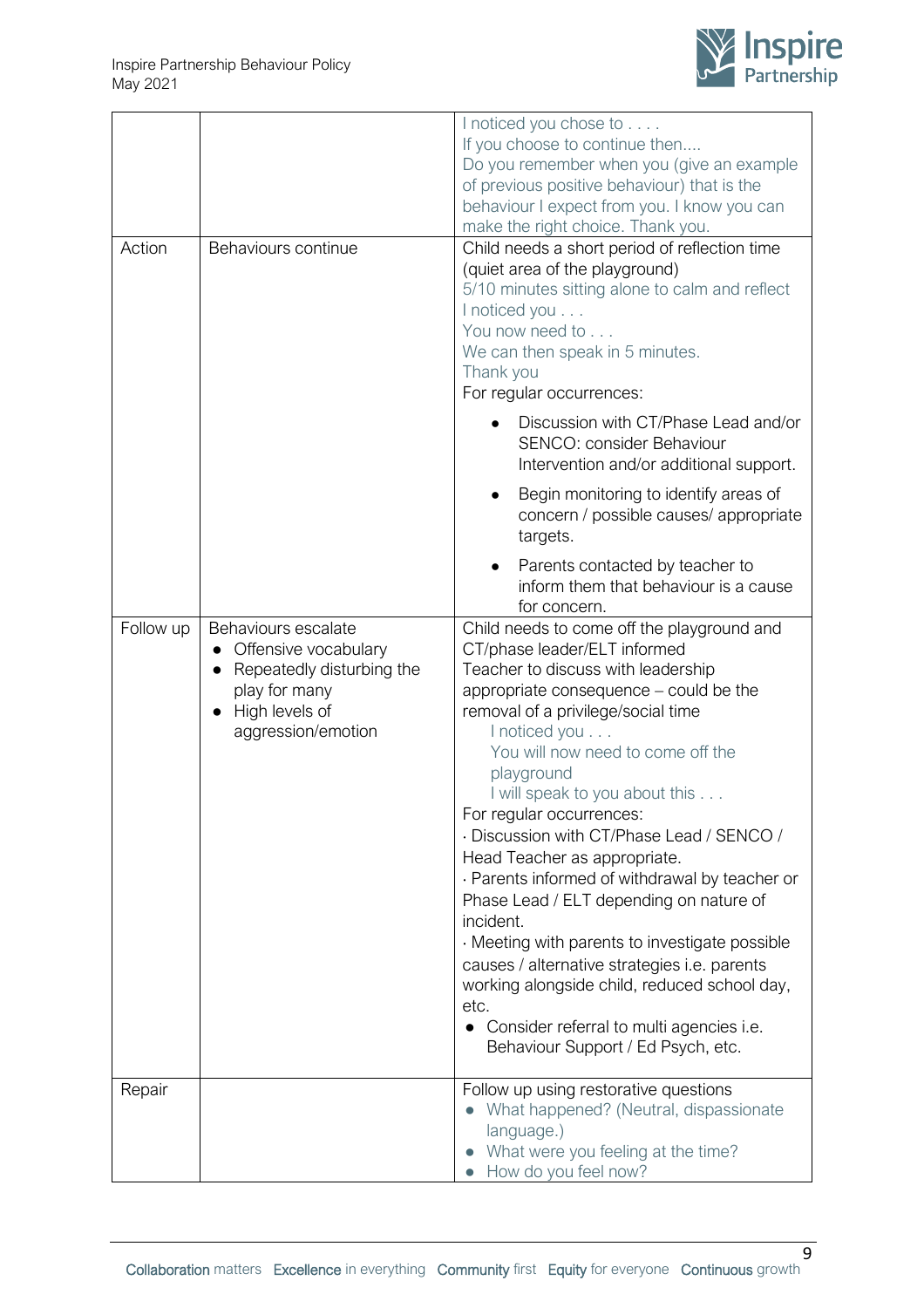| | | |
|---|---|---|
| | | I noticed you chose to . . . .<br>If you choose to continue then....<br>Do you remember when you (give an example of previous positive behaviour) that is the behaviour I expect from you. I know you can make the right choice. Thank you. |
| Action | Behaviours continue | Child needs a short period of reflection time (quiet area of the playground)<br>5/10 minutes sitting alone to calm and reflect<br>I noticed you . . .<br>You now need to . . .<br>We can then speak in 5 minutes.<br>Thank you<br>For regular occurrences:<br>• Discussion with CT/Phase Lead and/or SENCO: consider Behaviour Intervention and/or additional support.<br>• Begin monitoring to identify areas of concern / possible causes/ appropriate targets.<br>• Parents contacted by teacher to inform them that behaviour is a cause for concern. |
| Follow up | Behaviours escalate<br>• Offensive vocabulary<br>• Repeatedly disturbing the play for many<br>• High levels of aggression/emotion | Child needs to come off the playground and CT/phase leader/ELT informed<br>Teacher to discuss with leadership appropriate consequence – could be the removal of a privilege/social time<br>I noticed you . . .<br>You will now need to come off the playground<br>I will speak to you about this . . .<br>For regular occurrences:<br>· Discussion with CT/Phase Lead / SENCO / Head Teacher as appropriate.<br>· Parents informed of withdrawal by teacher or Phase Lead / ELT depending on nature of incident.<br>· Meeting with parents to investigate possible causes / alternative strategies i.e. parents working alongside child, reduced school day, etc.<br>• Consider referral to multi agencies i.e. Behaviour Support / Ed Psych, etc. |
| Repair | | Follow up using restorative questions<br>• What happened? (Neutral, dispassionate language.)<br>• What were you feeling at the time?<br>• How do you feel now? |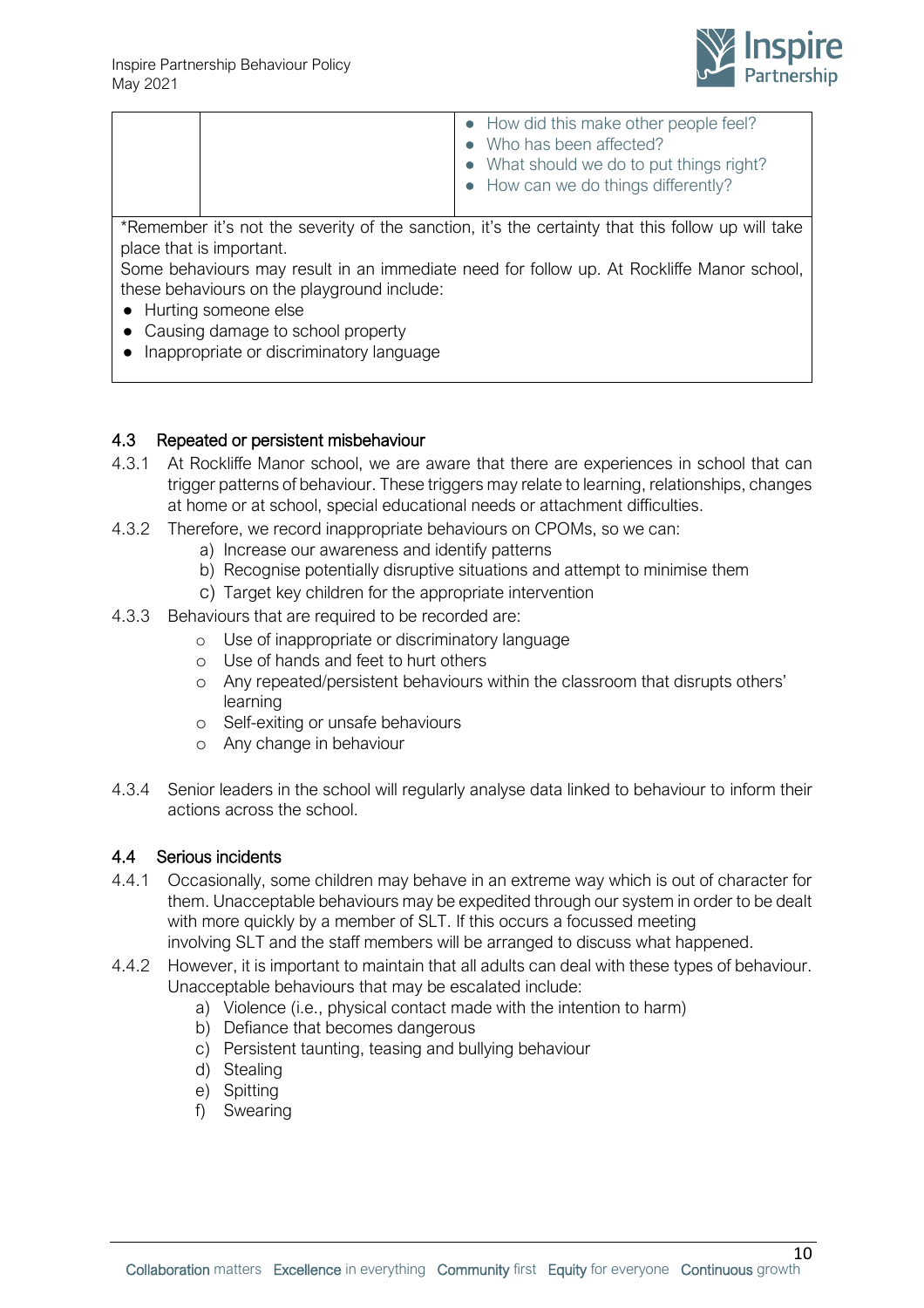| | | • How did this make other people feel?<br>• Who has been affected?<br>• What should we do to put things right?<br>• How can we do things differently? |
|---|---|---|

*Remember it's not the severity of the sanction, it's the certainty that this follow up will take place that is important.
Some behaviours may result in an immediate need for follow up. At Rockliffe Manor school, these behaviours on the playground include:

- Hurting someone else
- Causing damage to school property
- Inappropriate or discriminatory language

### 4.3 Repeated or persistent misbehaviour

4.3.1 At Rockliffe Manor school, we are aware that there are experiences in school that can trigger patterns of behaviour. These triggers may relate to learning, relationships, changes at home or at school, special educational needs or attachment difficulties.

4.3.2 Therefore, we record inappropriate behaviours on CPOMs, so we can:

a) Increase our awareness and identify patterns
b) Recognise potentially disruptive situations and attempt to minimise them
c) Target key children for the appropriate intervention

4.3.3 Behaviours that are required to be recorded are:

- Use of inappropriate or discriminatory language
- Use of hands and feet to hurt others
- Any repeated/persistent behaviours within the classroom that disrupts others' learning
- Self-exiting or unsafe behaviours
- Any change in behaviour

4.3.4 Senior leaders in the school will regularly analyse data linked to behaviour to inform their actions across the school.

### 4.4 Serious incidents

4.4.1 Occasionally, some children may behave in an extreme way which is out of character for them. Unacceptable behaviours may be expedited through our system in order to be dealt with more quickly by a member of SLT. If this occurs a focussed meeting involving SLT and the staff members will be arranged to discuss what happened.

4.4.2 However, it is important to maintain that all adults can deal with these types of behaviour. Unacceptable behaviours that may be escalated include:

a) Violence (i.e., physical contact made with the intention to harm)
b) Defiance that becomes dangerous
c) Persistent taunting, teasing and bullying behaviour
d) Stealing
e) Spitting
f) Swearing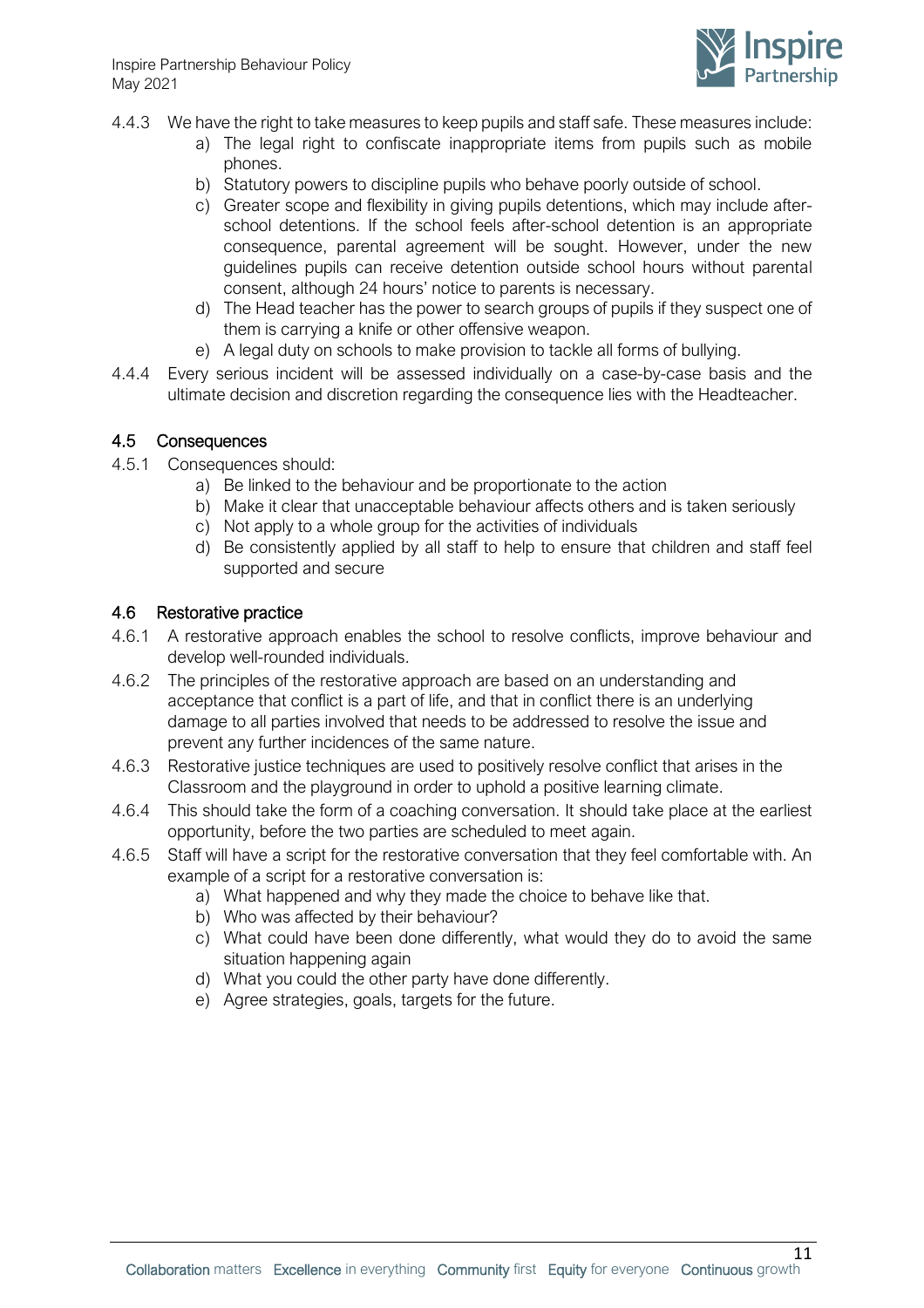4.4.3 We have the right to take measures to keep pupils and staff safe. These measures include:

a) The legal right to confiscate inappropriate items from pupils such as mobile phones.
b) Statutory powers to discipline pupils who behave poorly outside of school.
c) Greater scope and flexibility in giving pupils detentions, which may include after-school detentions. If the school feels after-school detention is an appropriate consequence, parental agreement will be sought. However, under the new guidelines pupils can receive detention outside school hours without parental consent, although 24 hours' notice to parents is necessary.
d) The Head teacher has the power to search groups of pupils if they suspect one of them is carrying a knife or other offensive weapon.
e) A legal duty on schools to make provision to tackle all forms of bullying.

4.4.4 Every serious incident will be assessed individually on a case-by-case basis and the ultimate decision and discretion regarding the consequence lies with the Headteacher.

## 4.5 Consequences

4.5.1 Consequences should:

a) Be linked to the behaviour and be proportionate to the action
b) Make it clear that unacceptable behaviour affects others and is taken seriously
c) Not apply to a whole group for the activities of individuals
d) Be consistently applied by all staff to help to ensure that children and staff feel supported and secure

## 4.6 Restorative practice

4.6.1 A restorative approach enables the school to resolve conflicts, improve behaviour and develop well-rounded individuals.

4.6.2 The principles of the restorative approach are based on an understanding and acceptance that conflict is a part of life, and that in conflict there is an underlying damage to all parties involved that needs to be addressed to resolve the issue and prevent any further incidences of the same nature.

4.6.3 Restorative justice techniques are used to positively resolve conflict that arises in the Classroom and the playground in order to uphold a positive learning climate.

4.6.4 This should take the form of a coaching conversation. It should take place at the earliest opportunity, before the two parties are scheduled to meet again.

4.6.5 Staff will have a script for the restorative conversation that they feel comfortable with. An example of a script for a restorative conversation is:

a) What happened and why they made the choice to behave like that.
b) Who was affected by their behaviour?
c) What could have been done differently, what would they do to avoid the same situation happening again
d) What you could the other party have done differently.
e) Agree strategies, goals, targets for the future.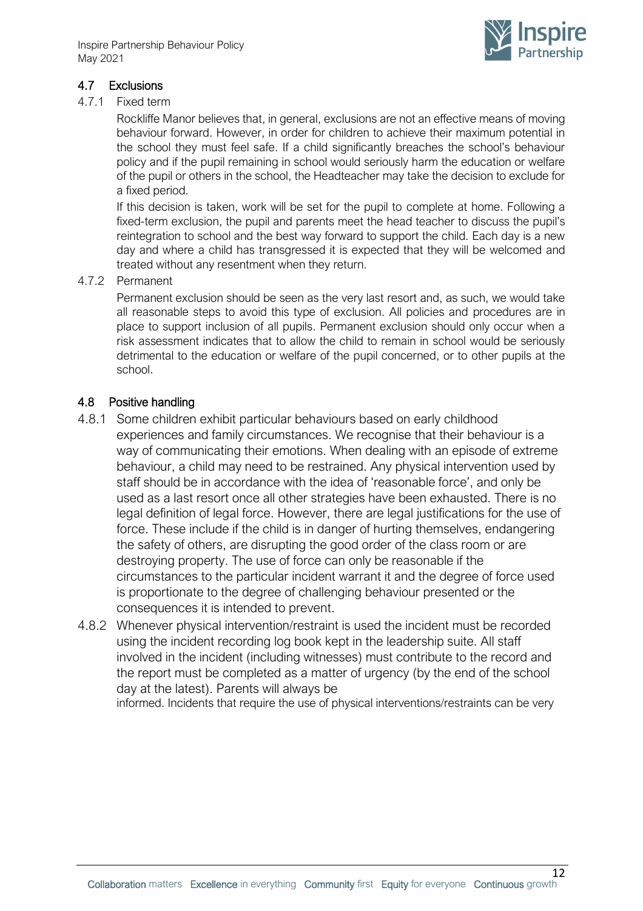## 4.7 Exclusions

### 4.7.1 Fixed term

Rockliffe Manor believes that, in general, exclusions are not an effective means of moving behaviour forward. However, in order for children to achieve their maximum potential in the school they must feel safe. If a child significantly breaches the school's behaviour policy and if the pupil remaining in school would seriously harm the education or welfare of the pupil or others in the school, the Headteacher may take the decision to exclude for a fixed period.

If this decision is taken, work will be set for the pupil to complete at home. Following a fixed-term exclusion, the pupil and parents meet the head teacher to discuss the pupil's reintegration to school and the best way forward to support the child. Each day is a new day and where a child has transgressed it is expected that they will be welcomed and treated without any resentment when they return.

### 4.7.2 Permanent

Permanent exclusion should be seen as the very last resort and, as such, we would take all reasonable steps to avoid this type of exclusion. All policies and procedures are in place to support inclusion of all pupils. Permanent exclusion should only occur when a risk assessment indicates that to allow the child to remain in school would be seriously detrimental to the education or welfare of the pupil concerned, or to other pupils at the school.

## 4.8 Positive handling

4.8.1 Some children exhibit particular behaviours based on early childhood experiences and family circumstances. We recognise that their behaviour is a way of communicating their emotions. When dealing with an episode of extreme behaviour, a child may need to be restrained. Any physical intervention used by staff should be in accordance with the idea of 'reasonable force', and only be used as a last resort once all other strategies have been exhausted. There is no legal definition of legal force. However, there are legal justifications for the use of force. These include if the child is in danger of hurting themselves, endangering the safety of others, are disrupting the good order of the class room or are destroying property. The use of force can only be reasonable if the circumstances to the particular incident warrant it and the degree of force used is proportionate to the degree of challenging behaviour presented or the consequences it is intended to prevent.

4.8.2 Whenever physical intervention/restraint is used the incident must be recorded using the incident recording log book kept in the leadership suite. All staff involved in the incident (including witnesses) must contribute to the record and the report must be completed as a matter of urgency (by the end of the school day at the latest). Parents will always be informed. Incidents that require the use of physical interventions/restraints can be very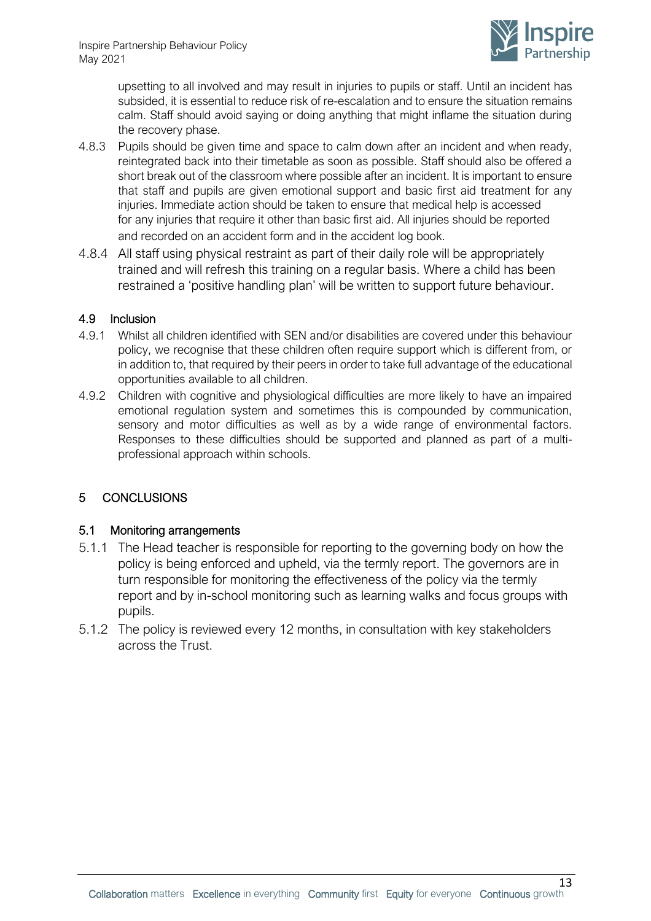upsetting to all involved and may result in injuries to pupils or staff. Until an incident has subsided, it is essential to reduce risk of re-escalation and to ensure the situation remains calm. Staff should avoid saying or doing anything that might inflame the situation during the recovery phase.

4.8.3 Pupils should be given time and space to calm down after an incident and when ready, reintegrated back into their timetable as soon as possible. Staff should also be offered a short break out of the classroom where possible after an incident. It is important to ensure that staff and pupils are given emotional support and basic first aid treatment for any injuries. Immediate action should be taken to ensure that medical help is accessed for any injuries that require it other than basic first aid. All injuries should be reported and recorded on an accident form and in the accident log book.

4.8.4 All staff using physical restraint as part of their daily role will be appropriately trained and will refresh this training on a regular basis. Where a child has been restrained a 'positive handling plan' will be written to support future behaviour.

### 4.9 Inclusion

4.9.1 Whilst all children identified with SEN and/or disabilities are covered under this behaviour policy, we recognise that these children often require support which is different from, or in addition to, that required by their peers in order to take full advantage of the educational opportunities available to all children.

4.9.2 Children with cognitive and physiological difficulties are more likely to have an impaired emotional regulation system and sometimes this is compounded by communication, sensory and motor difficulties as well as by a wide range of environmental factors. Responses to these difficulties should be supported and planned as part of a multi-professional approach within schools.

## 5 CONCLUSIONS

### 5.1 Monitoring arrangements

5.1.1 The Head teacher is responsible for reporting to the governing body on how the policy is being enforced and upheld, via the termly report. The governors are in turn responsible for monitoring the effectiveness of the policy via the termly report and by in-school monitoring such as learning walks and focus groups with pupils.

5.1.2 The policy is reviewed every 12 months, in consultation with key stakeholders across the Trust.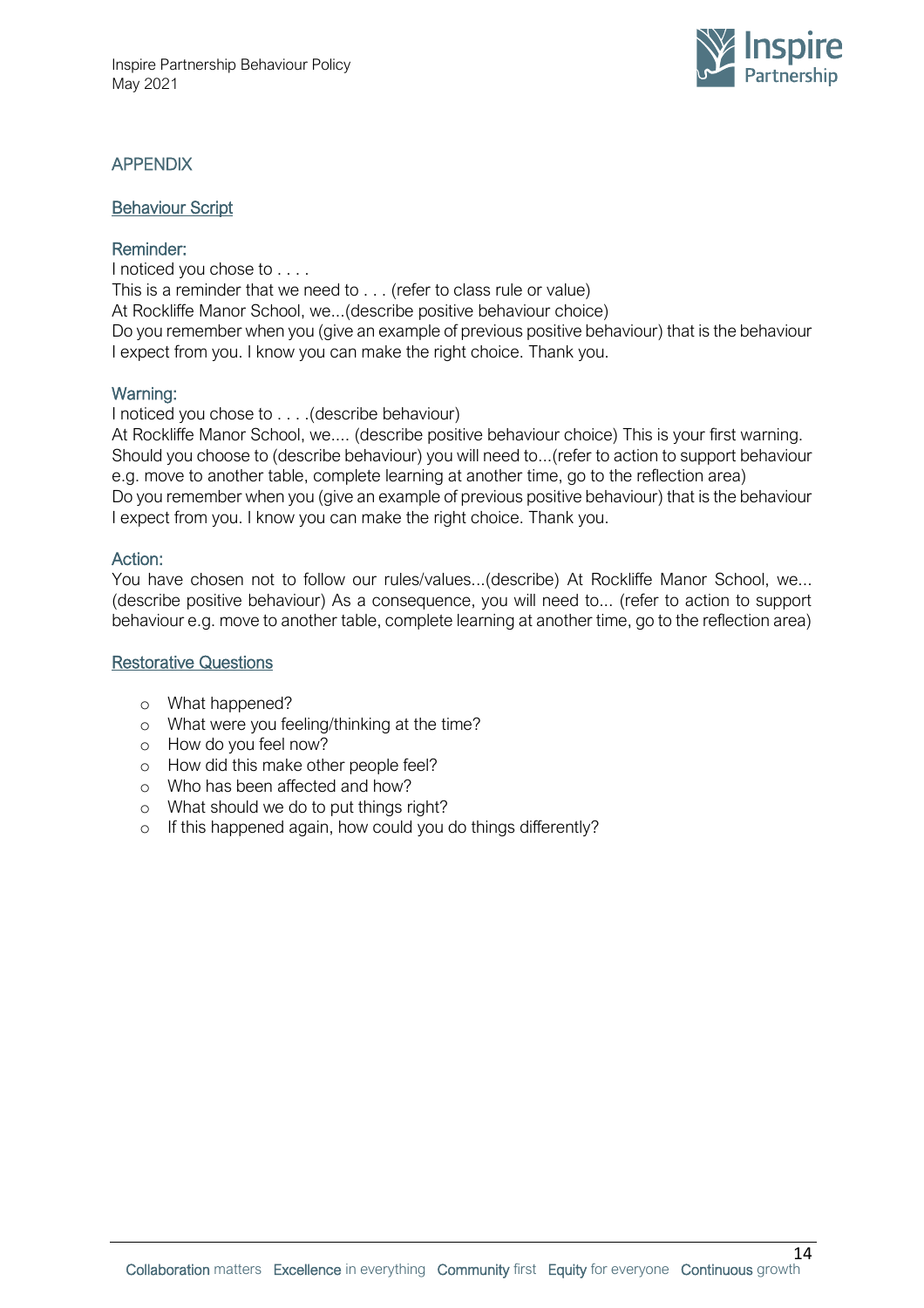## APPENDIX

### Behaviour Script

**Reminder:**

I noticed you chose to . . . .
This is a reminder that we need to . . . (refer to class rule or value)
At Rockliffe Manor School, we...(describe positive behaviour choice)
Do you remember when you (give an example of previous positive behaviour) that is the behaviour I expect from you. I know you can make the right choice. Thank you.

**Warning:**

I noticed you chose to . . . .(describe behaviour)
At Rockliffe Manor School, we.... (describe positive behaviour choice) This is your first warning. Should you choose to (describe behaviour) you will need to...(refer to action to support behaviour e.g. move to another table, complete learning at another time, go to the reflection area)
Do you remember when you (give an example of previous positive behaviour) that is the behaviour I expect from you. I know you can make the right choice. Thank you.

**Action:**

You have chosen not to follow our rules/values...(describe) At Rockliffe Manor School, we... (describe positive behaviour) As a consequence, you will need to... (refer to action to support behaviour e.g. move to another table, complete learning at another time, go to the reflection area)

### Restorative Questions

- What happened?
- What were you feeling/thinking at the time?
- How do you feel now?
- How did this make other people feel?
- Who has been affected and how?
- What should we do to put things right?
- If this happened again, how could you do things differently?